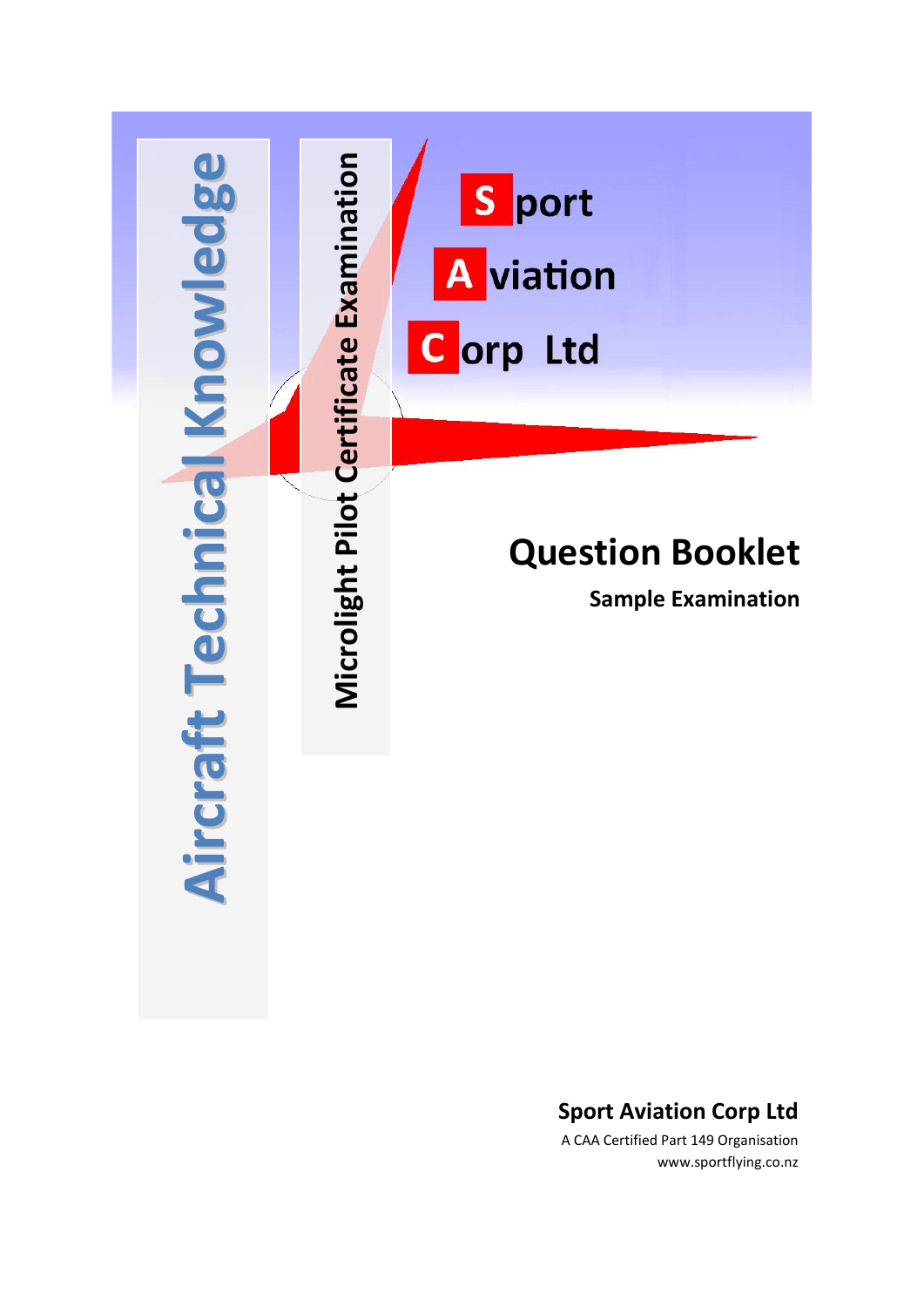# Aircraft Technical Knowledge

## Microlight Pilot Certificate Examination

**Sport Aviation Corp Ltd**

# Question Booklet

**Sample Examination**

**Sport Aviation Corp Ltd**

A CAA Certified Part 149 Organisation

www.sportflying.co.nz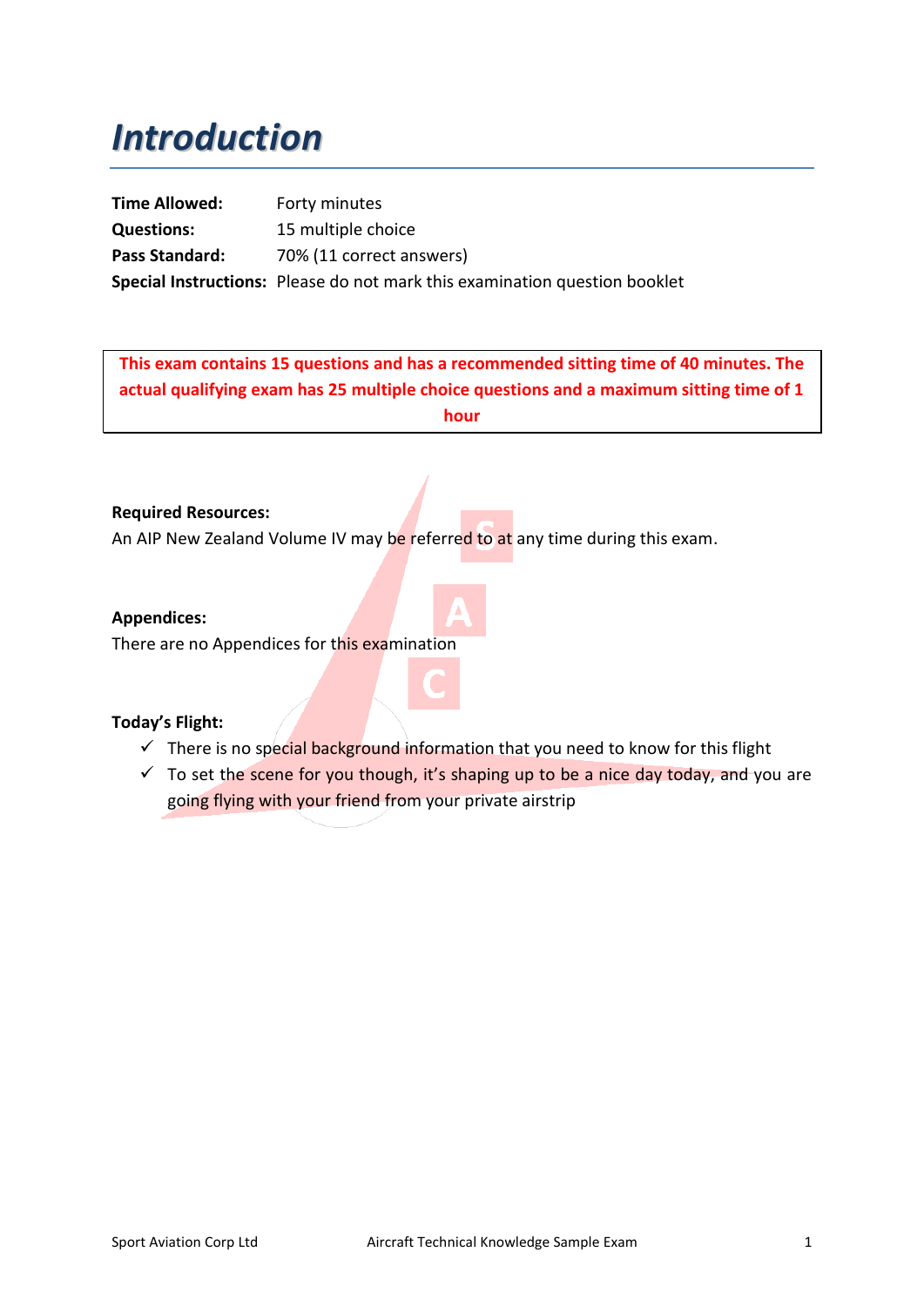# *Introduction*

**Time Allowed:** Forty minutes
**Questions:** 15 multiple choice
**Pass Standard:** 70% (11 correct answers)
**Special Instructions:** Please do not mark this examination question booklet

**This exam contains 15 questions and has a recommended sitting time of 40 minutes. The actual qualifying exam has 25 multiple choice questions and a maximum sitting time of 1 hour**

**Required Resources:**
An AIP New Zealand Volume IV may be referred to at any time during this exam.

**Appendices:**
There are no Appendices for this examination

**Today's Flight:**

- ✓ There is no special background information that you need to know for this flight
- ✓ To set the scene for you though, it's shaping up to be a nice day today, and you are going flying with your friend from your private airstrip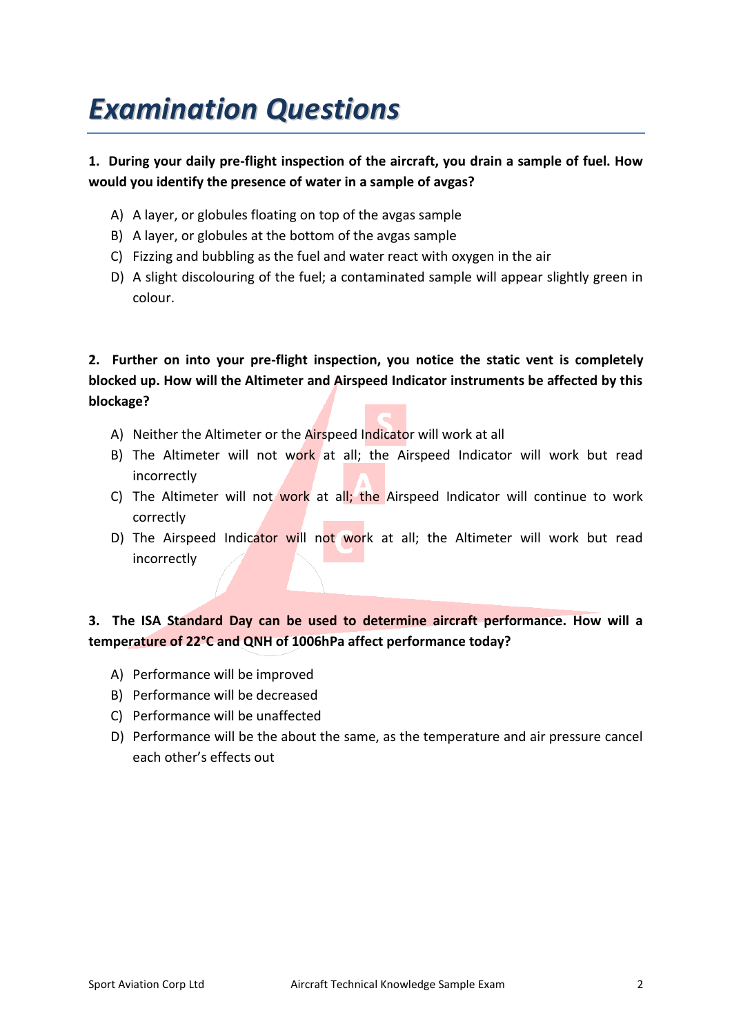# *Examination Questions*

**1. During your daily pre-flight inspection of the aircraft, you drain a sample of fuel. How would you identify the presence of water in a sample of avgas?**

A) A layer, or globules floating on top of the avgas sample
B) A layer, or globules at the bottom of the avgas sample
C) Fizzing and bubbling as the fuel and water react with oxygen in the air
D) A slight discolouring of the fuel; a contaminated sample will appear slightly green in colour.

**2. Further on into your pre-flight inspection, you notice the static vent is completely blocked up. How will the Altimeter and Airspeed Indicator instruments be affected by this blockage?**

A) Neither the Altimeter or the Airspeed Indicator will work at all
B) The Altimeter will not work at all; the Airspeed Indicator will work but read incorrectly
C) The Altimeter will not work at all; the Airspeed Indicator will continue to work correctly
D) The Airspeed Indicator will not work at all; the Altimeter will work but read incorrectly

**3. The ISA Standard Day can be used to determine aircraft performance. How will a temperature of 22°C and QNH of 1006hPa affect performance today?**

A) Performance will be improved
B) Performance will be decreased
C) Performance will be unaffected
D) Performance will be the about the same, as the temperature and air pressure cancel each other's effects out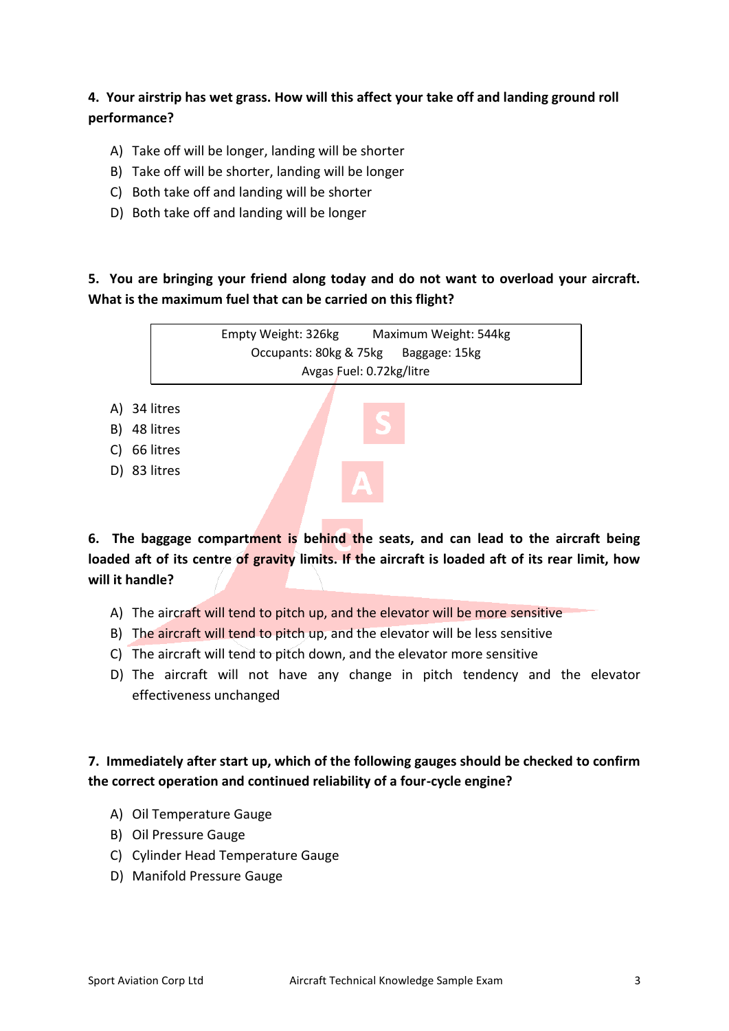**4. Your airstrip has wet grass. How will this affect your take off and landing ground roll performance?**

A) Take off will be longer, landing will be shorter
B) Take off will be shorter, landing will be longer
C) Both take off and landing will be shorter
D) Both take off and landing will be longer

**5. You are bringing your friend along today and do not want to overload your aircraft. What is the maximum fuel that can be carried on this flight?**

| Empty Weight: 326kg | Maximum Weight: 544kg |
|---|---|
| Occupants: 80kg & 75kg | Baggage: 15kg |
| Avgas Fuel: 0.72kg/litre | |

A) 34 litres
B) 48 litres
C) 66 litres
D) 83 litres

**6. The baggage compartment is behind the seats, and can lead to the aircraft being loaded aft of its centre of gravity limits. If the aircraft is loaded aft of its rear limit, how will it handle?**

A) The aircraft will tend to pitch up, and the elevator will be more sensitive
B) The aircraft will tend to pitch up, and the elevator will be less sensitive
C) The aircraft will tend to pitch down, and the elevator more sensitive
D) The aircraft will not have any change in pitch tendency and the elevator effectiveness unchanged

**7. Immediately after start up, which of the following gauges should be checked to confirm the correct operation and continued reliability of a four-cycle engine?**

A) Oil Temperature Gauge
B) Oil Pressure Gauge
C) Cylinder Head Temperature Gauge
D) Manifold Pressure Gauge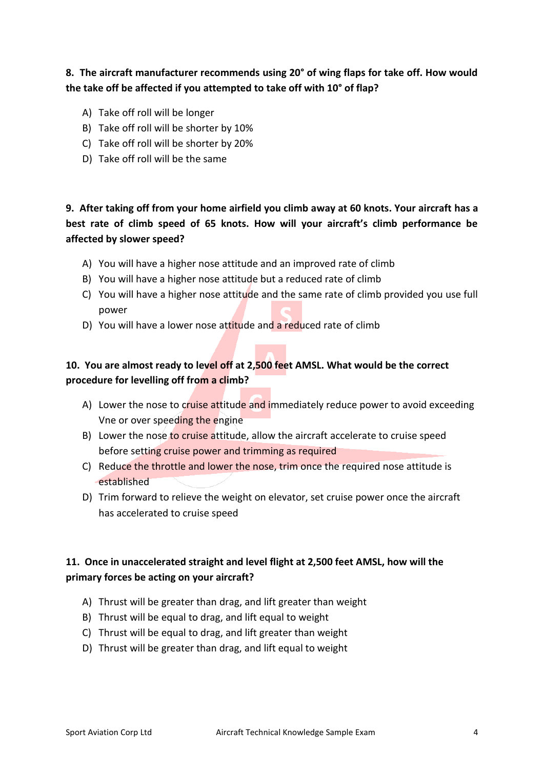**8. The aircraft manufacturer recommends using 20° of wing flaps for take off. How would the take off be affected if you attempted to take off with 10° of flap?**

A) Take off roll will be longer
B) Take off roll will be shorter by 10%
C) Take off roll will be shorter by 20%
D) Take off roll will be the same

**9. After taking off from your home airfield you climb away at 60 knots. Your aircraft has a best rate of climb speed of 65 knots. How will your aircraft's climb performance be affected by slower speed?**

A) You will have a higher nose attitude and an improved rate of climb
B) You will have a higher nose attitude but a reduced rate of climb
C) You will have a higher nose attitude and the same rate of climb provided you use full power
D) You will have a lower nose attitude and a reduced rate of climb

**10. You are almost ready to level off at 2,500 feet AMSL. What would be the correct procedure for levelling off from a climb?**

A) Lower the nose to cruise attitude and immediately reduce power to avoid exceeding Vne or over speeding the engine
B) Lower the nose to cruise attitude, allow the aircraft accelerate to cruise speed before setting cruise power and trimming as required
C) Reduce the throttle and lower the nose, trim once the required nose attitude is established
D) Trim forward to relieve the weight on elevator, set cruise power once the aircraft has accelerated to cruise speed

**11. Once in unaccelerated straight and level flight at 2,500 feet AMSL, how will the primary forces be acting on your aircraft?**

A) Thrust will be greater than drag, and lift greater than weight
B) Thrust will be equal to drag, and lift equal to weight
C) Thrust will be equal to drag, and lift greater than weight
D) Thrust will be greater than drag, and lift equal to weight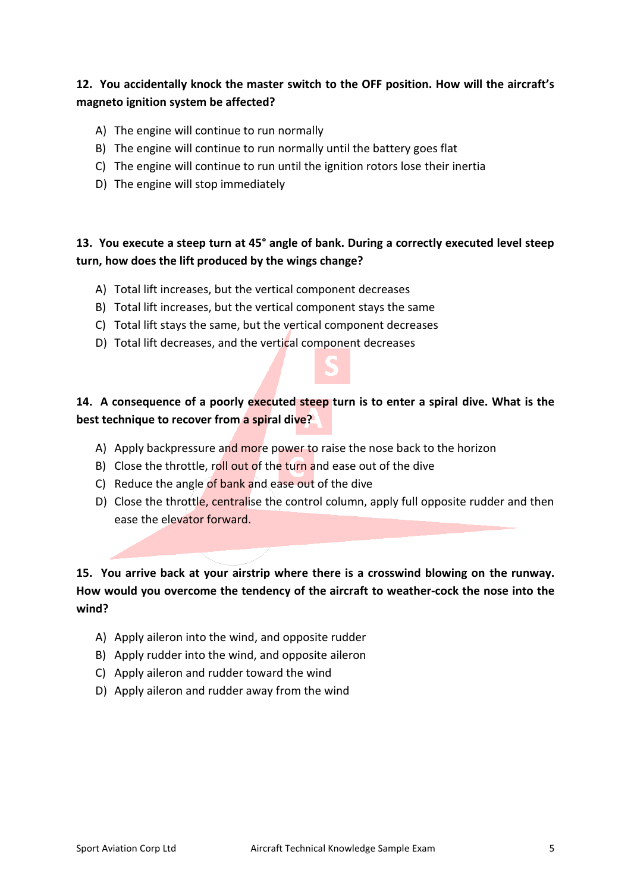**12. You accidentally knock the master switch to the OFF position. How will the aircraft's magneto ignition system be affected?**

A) The engine will continue to run normally
B) The engine will continue to run normally until the battery goes flat
C) The engine will continue to run until the ignition rotors lose their inertia
D) The engine will stop immediately

**13. You execute a steep turn at 45° angle of bank. During a correctly executed level steep turn, how does the lift produced by the wings change?**

A) Total lift increases, but the vertical component decreases
B) Total lift increases, but the vertical component stays the same
C) Total lift stays the same, but the vertical component decreases
D) Total lift decreases, and the vertical component decreases

**14. A consequence of a poorly executed steep turn is to enter a spiral dive. What is the best technique to recover from a spiral dive?**

A) Apply backpressure and more power to raise the nose back to the horizon
B) Close the throttle, roll out of the turn and ease out of the dive
C) Reduce the angle of bank and ease out of the dive
D) Close the throttle, centralise the control column, apply full opposite rudder and then ease the elevator forward.

**15. You arrive back at your airstrip where there is a crosswind blowing on the runway. How would you overcome the tendency of the aircraft to weather-cock the nose into the wind?**

A) Apply aileron into the wind, and opposite rudder
B) Apply rudder into the wind, and opposite aileron
C) Apply aileron and rudder toward the wind
D) Apply aileron and rudder away from the wind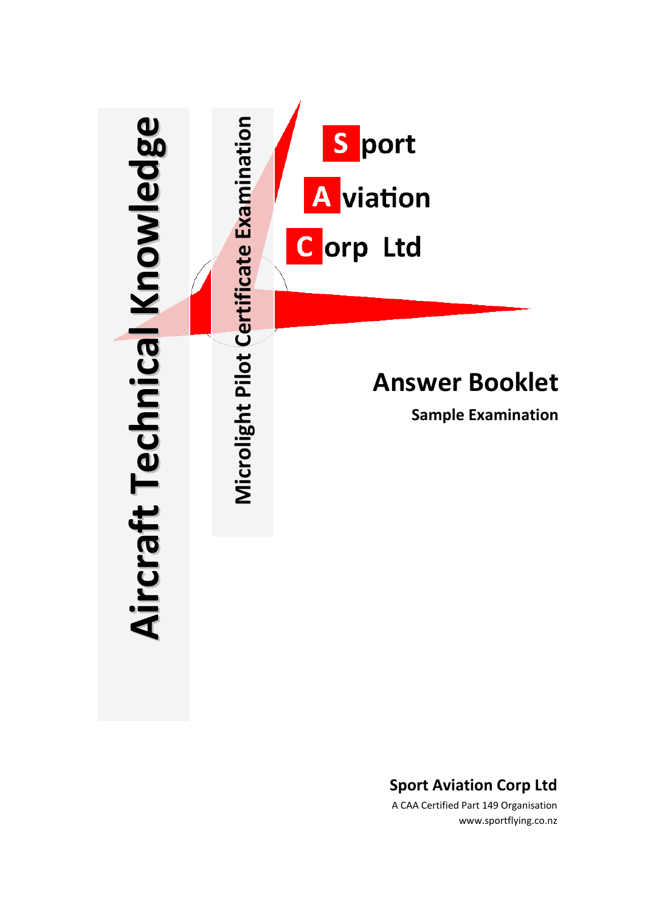# Aircraft Technical Knowledge

## Microlight Pilot Certificate Examination

**S**port
**A**viation
**C**orp Ltd

# Answer Booklet

**Sample Examination**

**Sport Aviation Corp Ltd**

A CAA Certified Part 149 Organisation

www.sportflying.co.nz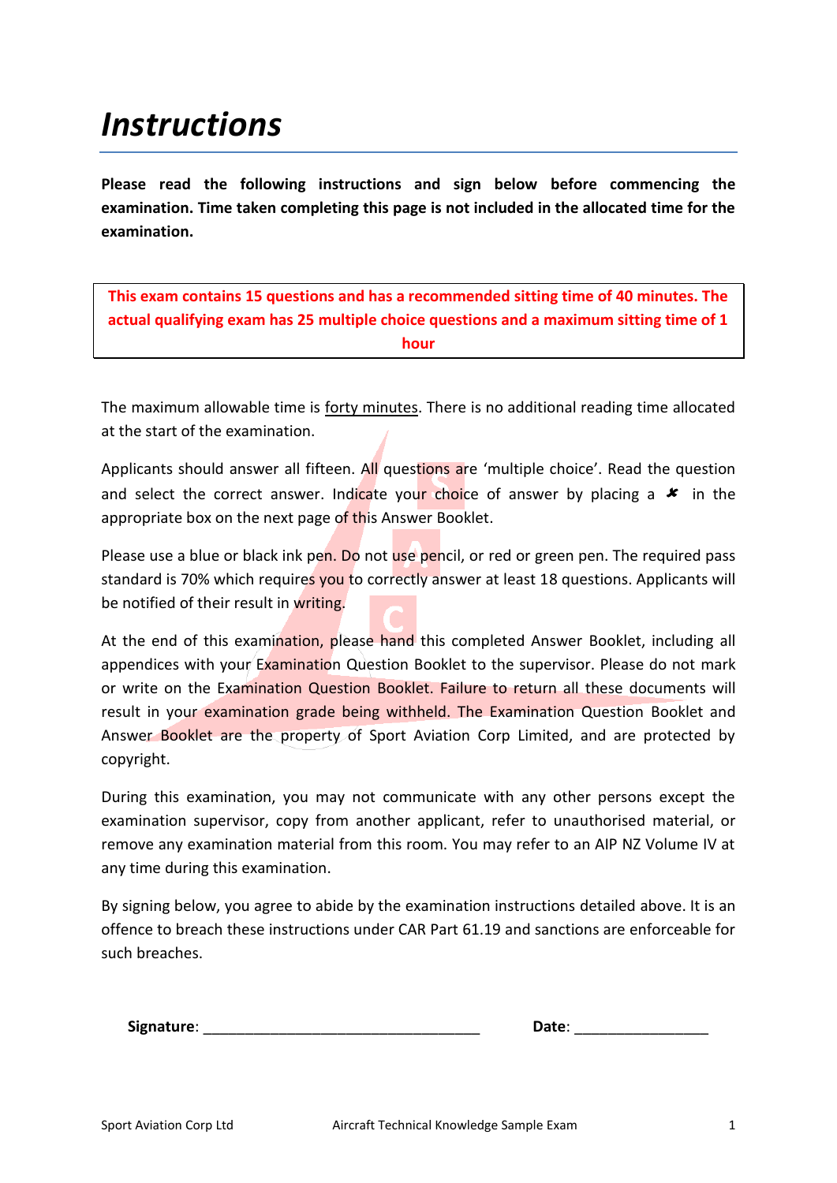# Instructions

**Please read the following instructions and sign below before commencing the examination. Time taken completing this page is not included in the allocated time for the examination.**

**This exam contains 15 questions and has a recommended sitting time of 40 minutes. The actual qualifying exam has 25 multiple choice questions and a maximum sitting time of 1 hour**

The maximum allowable time is forty minutes. There is no additional reading time allocated at the start of the examination.

Applicants should answer all fifteen. All questions are 'multiple choice'. Read the question and select the correct answer. Indicate your choice of answer by placing a ✘ in the appropriate box on the next page of this Answer Booklet.

Please use a blue or black ink pen. Do not use pencil, or red or green pen. The required pass standard is 70% which requires you to correctly answer at least 18 questions. Applicants will be notified of their result in writing.

At the end of this examination, please hand this completed Answer Booklet, including all appendices with your Examination Question Booklet to the supervisor. Please do not mark or write on the Examination Question Booklet. Failure to return all these documents will result in your examination grade being withheld. The Examination Question Booklet and Answer Booklet are the property of Sport Aviation Corp Limited, and are protected by copyright.

During this examination, you may not communicate with any other persons except the examination supervisor, copy from another applicant, refer to unauthorised material, or remove any examination material from this room. You may refer to an AIP NZ Volume IV at any time during this examination.

By signing below, you agree to abide by the examination instructions detailed above. It is an offence to breach these instructions under CAR Part 61.19 and sanctions are enforceable for such breaches.

**Signature**: ________________________________ **Date**: ________________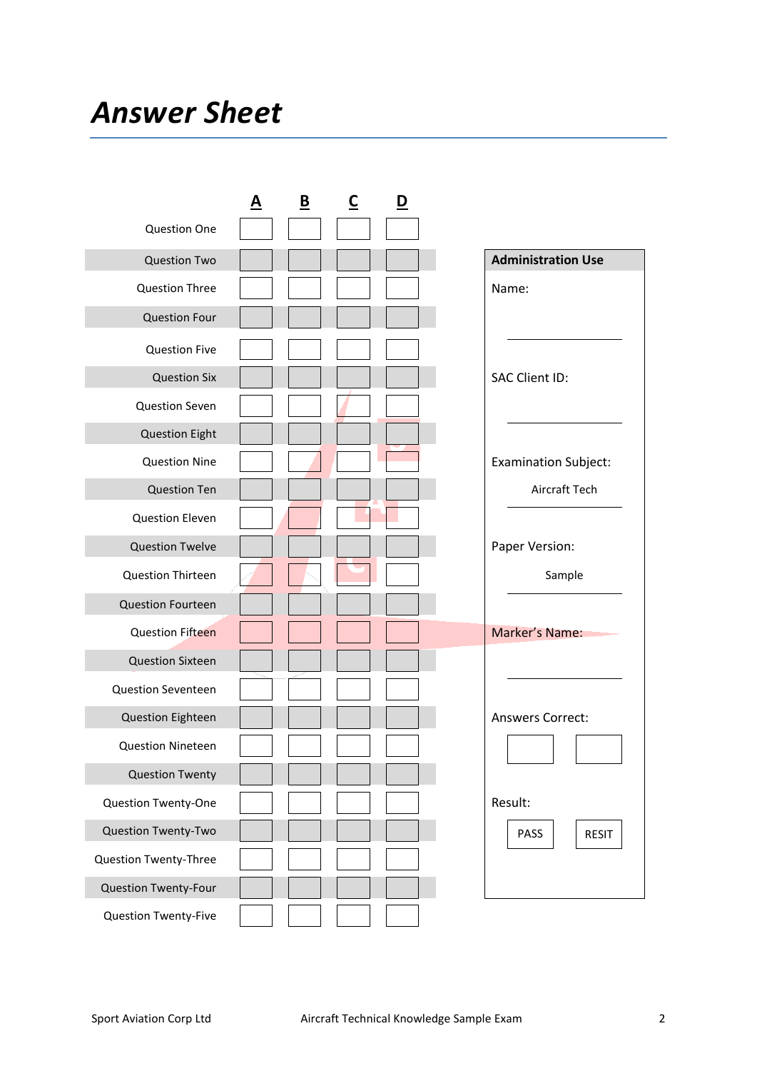# *Answer Sheet*

| | A | B | C | D |
|---|---|---|---|---|
| Question One | | | | |
| Question Two | | | | |
| Question Three | | | | |
| Question Four | | | | |
| Question Five | | | | |
| Question Six | | | | |
| Question Seven | | | | |
| Question Eight | | | | |
| Question Nine | | | | |
| Question Ten | | | | |
| Question Eleven | | | | |
| Question Twelve | | | | |
| Question Thirteen | | | | |
| Question Fourteen | | | | |
| Question Fifteen | | | | |
| Question Sixteen | | | | |
| Question Seventeen | | | | |
| Question Eighteen | | | | |
| Question Nineteen | | | | |
| Question Twenty | | | | |
| Question Twenty-One | | | | |
| Question Twenty-Two | | | | |
| Question Twenty-Three | | | | |
| Question Twenty-Four | | | | |
| Question Twenty-Five | | | | |

**Administration Use**

Name:

SAC Client ID:

Examination Subject:

Aircraft Tech

Paper Version:

Sample

Marker's Name:

Answers Correct:

Result:

PASS RESIT